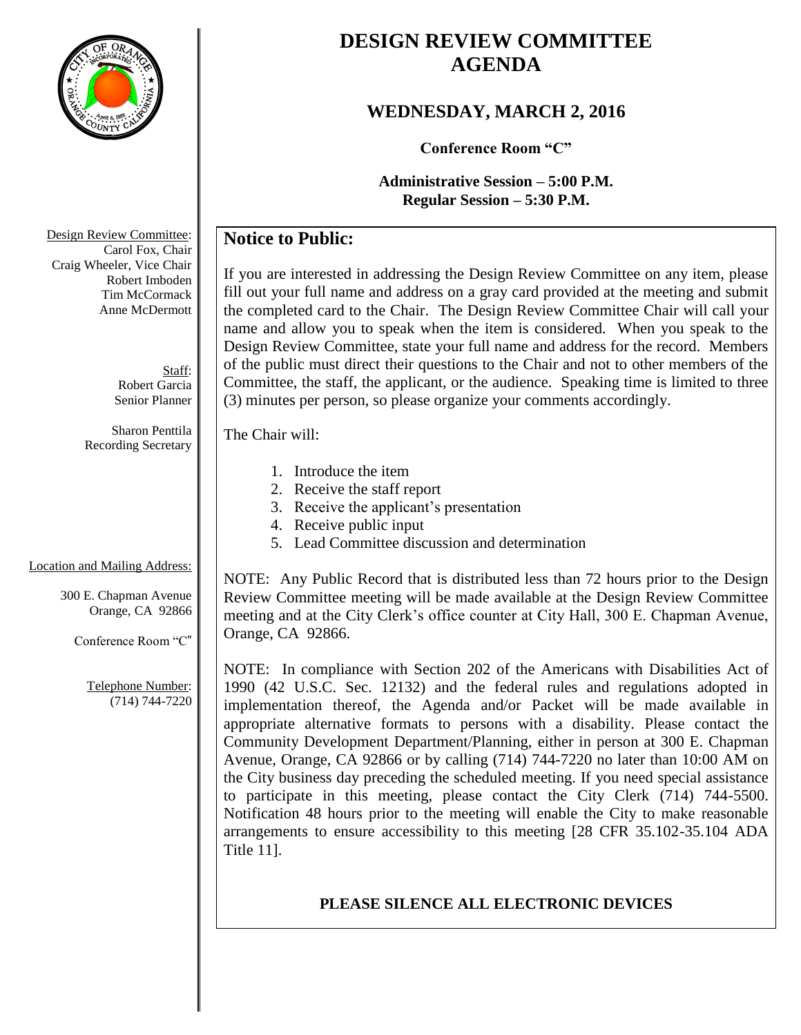# DESIGN REVIEW COMMITTEE AGENDA

## WEDNESDAY, MARCH 2, 2016

**Conference Room "C"**

**Administrative Session – 5:00 P.M.**
**Regular Session – 5:30 P.M.**

Design Review Committee:
Carol Fox, Chair
Craig Wheeler, Vice Chair
Robert Imboden
Tim McCormack
Anne McDermott

Staff:
Robert Garcia
Senior Planner

Sharon Penttila
Recording Secretary

Location and Mailing Address:

300 E. Chapman Avenue
Orange, CA 92866

Conference Room "C"

Telephone Number:
(714) 744-7220

### Notice to Public:

If you are interested in addressing the Design Review Committee on any item, please fill out your full name and address on a gray card provided at the meeting and submit the completed card to the Chair. The Design Review Committee Chair will call your name and allow you to speak when the item is considered. When you speak to the Design Review Committee, state your full name and address for the record. Members of the public must direct their questions to the Chair and not to other members of the Committee, the staff, the applicant, or the audience. Speaking time is limited to three (3) minutes per person, so please organize your comments accordingly.

The Chair will:

1. Introduce the item
2. Receive the staff report
3. Receive the applicant's presentation
4. Receive public input
5. Lead Committee discussion and determination

NOTE: Any Public Record that is distributed less than 72 hours prior to the Design Review Committee meeting will be made available at the Design Review Committee meeting and at the City Clerk's office counter at City Hall, 300 E. Chapman Avenue, Orange, CA 92866.

NOTE: In compliance with Section 202 of the Americans with Disabilities Act of 1990 (42 U.S.C. Sec. 12132) and the federal rules and regulations adopted in implementation thereof, the Agenda and/or Packet will be made available in appropriate alternative formats to persons with a disability. Please contact the Community Development Department/Planning, either in person at 300 E. Chapman Avenue, Orange, CA 92866 or by calling (714) 744-7220 no later than 10:00 AM on the City business day preceding the scheduled meeting. If you need special assistance to participate in this meeting, please contact the City Clerk (714) 744-5500. Notification 48 hours prior to the meeting will enable the City to make reasonable arrangements to ensure accessibility to this meeting [28 CFR 35.102-35.104 ADA Title 11].

**PLEASE SILENCE ALL ELECTRONIC DEVICES**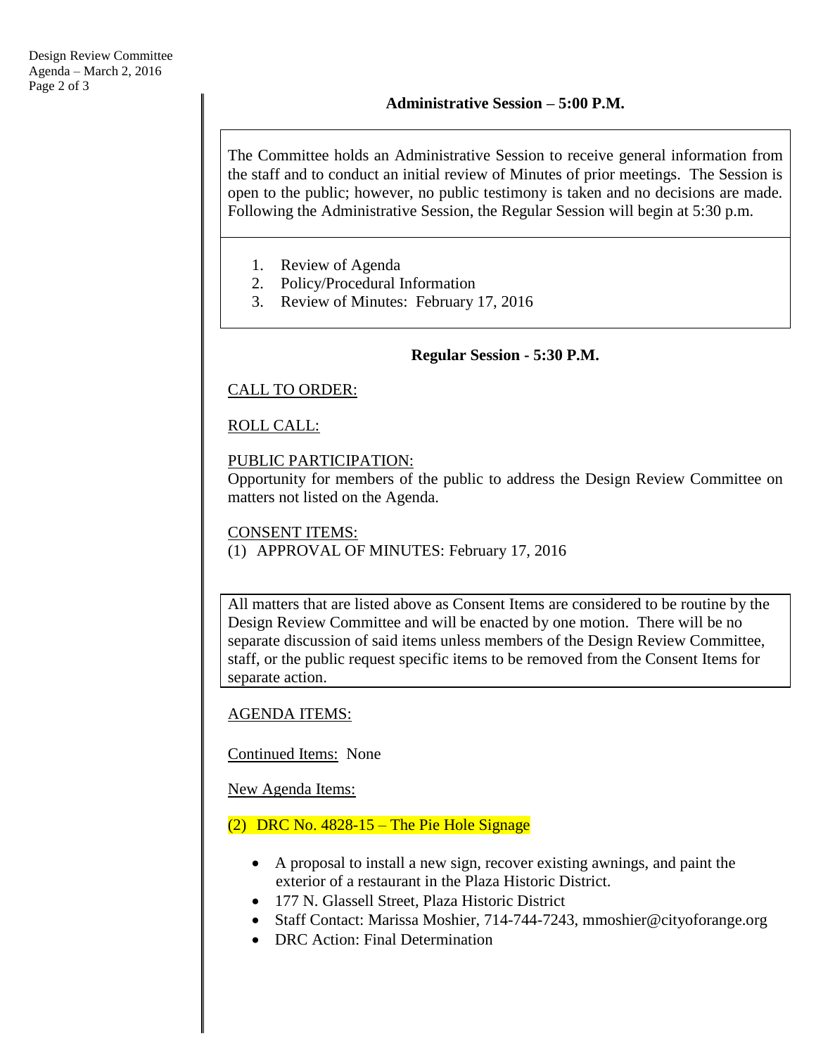## Administrative Session – 5:00 P.M.

The Committee holds an Administrative Session to receive general information from the staff and to conduct an initial review of Minutes of prior meetings. The Session is open to the public; however, no public testimony is taken and no decisions are made. Following the Administrative Session, the Regular Session will begin at 5:30 p.m.

1. Review of Agenda
2. Policy/Procedural Information
3. Review of Minutes: February 17, 2016

## Regular Session - 5:30 P.M.

CALL TO ORDER:

ROLL CALL:

PUBLIC PARTICIPATION:
Opportunity for members of the public to address the Design Review Committee on matters not listed on the Agenda.

CONSENT ITEMS:
(1) APPROVAL OF MINUTES: February 17, 2016

All matters that are listed above as Consent Items are considered to be routine by the Design Review Committee and will be enacted by one motion. There will be no separate discussion of said items unless members of the Design Review Committee, staff, or the public request specific items to be removed from the Consent Items for separate action.

AGENDA ITEMS:

Continued Items: None

New Agenda Items:

(2) DRC No. 4828-15 – The Pie Hole Signage

- A proposal to install a new sign, recover existing awnings, and paint the exterior of a restaurant in the Plaza Historic District.
- 177 N. Glassell Street, Plaza Historic District
- Staff Contact: Marissa Moshier, 714-744-7243, mmoshier@cityoforange.org
- DRC Action: Final Determination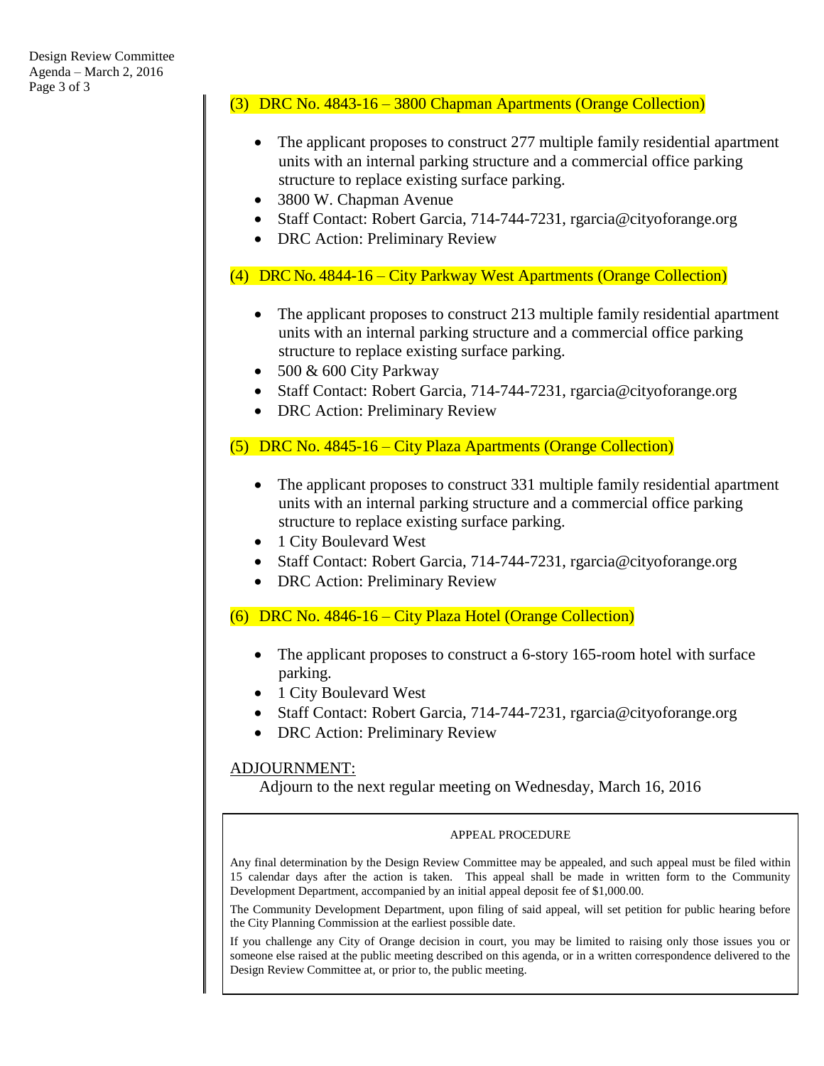### (3) DRC No. 4843-16 – 3800 Chapman Apartments (Orange Collection)

- The applicant proposes to construct 277 multiple family residential apartment units with an internal parking structure and a commercial office parking structure to replace existing surface parking.
- 3800 W. Chapman Avenue
- Staff Contact: Robert Garcia, 714-744-7231, rgarcia@cityoforange.org
- DRC Action: Preliminary Review

### (4) DRC No. 4844-16 – City Parkway West Apartments (Orange Collection)

- The applicant proposes to construct 213 multiple family residential apartment units with an internal parking structure and a commercial office parking structure to replace existing surface parking.
- 500 & 600 City Parkway
- Staff Contact: Robert Garcia, 714-744-7231, rgarcia@cityoforange.org
- DRC Action: Preliminary Review

### (5) DRC No. 4845-16 – City Plaza Apartments (Orange Collection)

- The applicant proposes to construct 331 multiple family residential apartment units with an internal parking structure and a commercial office parking structure to replace existing surface parking.
- 1 City Boulevard West
- Staff Contact: Robert Garcia, 714-744-7231, rgarcia@cityoforange.org
- DRC Action: Preliminary Review

### (6) DRC No. 4846-16 – City Plaza Hotel (Orange Collection)

- The applicant proposes to construct a 6-story 165-room hotel with surface parking.
- 1 City Boulevard West
- Staff Contact: Robert Garcia, 714-744-7231, rgarcia@cityoforange.org
- DRC Action: Preliminary Review

## ADJOURNMENT:

Adjourn to the next regular meeting on Wednesday, March 16, 2016

---

APPEAL PROCEDURE

Any final determination by the Design Review Committee may be appealed, and such appeal must be filed within 15 calendar days after the action is taken. This appeal shall be made in written form to the Community Development Department, accompanied by an initial appeal deposit fee of $1,000.00.

The Community Development Department, upon filing of said appeal, will set petition for public hearing before the City Planning Commission at the earliest possible date.

If you challenge any City of Orange decision in court, you may be limited to raising only those issues you or someone else raised at the public meeting described on this agenda, or in a written correspondence delivered to the Design Review Committee at, or prior to, the public meeting.